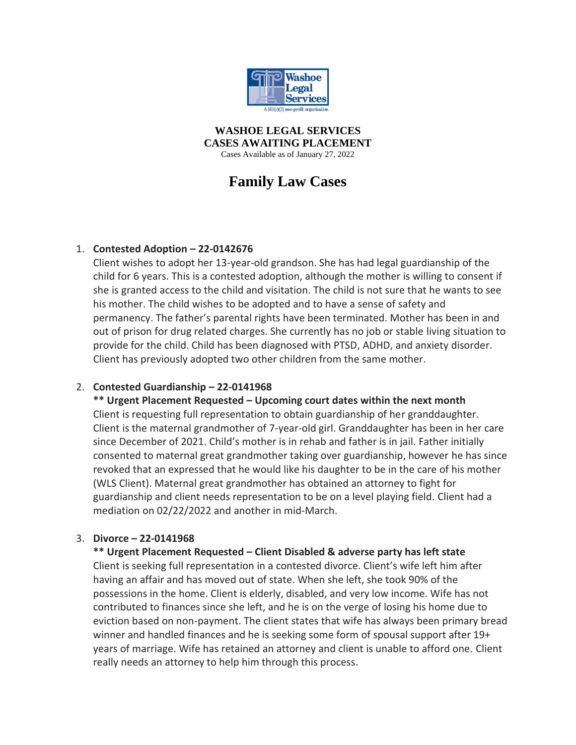**WASHOE LEGAL SERVICES**
**CASES AWAITING PLACEMENT**
Cases Available as of January 27, 2022

# Family Law Cases

1. **Contested Adoption – 22-0142676**
   Client wishes to adopt her 13-year-old grandson. She has had legal guardianship of the child for 6 years. This is a contested adoption, although the mother is willing to consent if she is granted access to the child and visitation. The child is not sure that he wants to see his mother. The child wishes to be adopted and to have a sense of safety and permanency. The father's parental rights have been terminated. Mother has been in and out of prison for drug related charges. She currently has no job or stable living situation to provide for the child. Child has been diagnosed with PTSD, ADHD, and anxiety disorder. Client has previously adopted two other children from the same mother.

2. **Contested Guardianship – 22-0141968**
   **** Urgent Placement Requested – Upcoming court dates within the next month**
   Client is requesting full representation to obtain guardianship of her granddaughter. Client is the maternal grandmother of 7-year-old girl. Granddaughter has been in her care since December of 2021. Child's mother is in rehab and father is in jail. Father initially consented to maternal great grandmother taking over guardianship, however he has since revoked that an expressed that he would like his daughter to be in the care of his mother (WLS Client). Maternal great grandmother has obtained an attorney to fight for guardianship and client needs representation to be on a level playing field. Client had a mediation on 02/22/2022 and another in mid-March.

3. **Divorce – 22-0141968**
   **** Urgent Placement Requested – Client Disabled & adverse party has left state**
   Client is seeking full representation in a contested divorce. Client's wife left him after having an affair and has moved out of state. When she left, she took 90% of the possessions in the home. Client is elderly, disabled, and very low income. Wife has not contributed to finances since she left, and he is on the verge of losing his home due to eviction based on non-payment. The client states that wife has always been primary bread winner and handled finances and he is seeking some form of spousal support after 19+ years of marriage. Wife has retained an attorney and client is unable to afford one. Client really needs an attorney to help him through this process.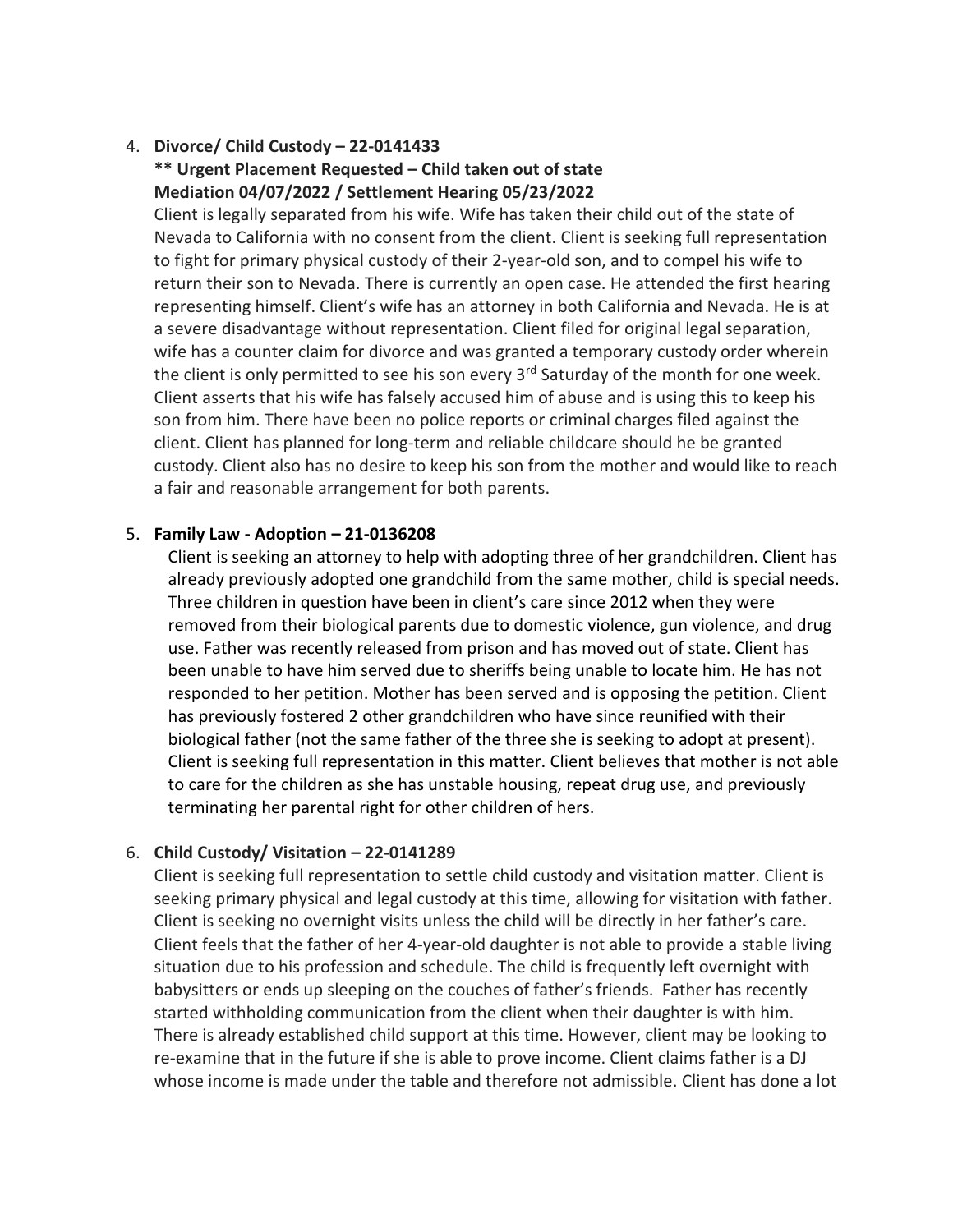4. **Divorce/ Child Custody – 22-0141433**

   **\*\* Urgent Placement Requested – Child taken out of state**
   **Mediation 04/07/2022 / Settlement Hearing 05/23/2022**

   Client is legally separated from his wife. Wife has taken their child out of the state of Nevada to California with no consent from the client. Client is seeking full representation to fight for primary physical custody of their 2-year-old son, and to compel his wife to return their son to Nevada. There is currently an open case. He attended the first hearing representing himself. Client's wife has an attorney in both California and Nevada. He is at a severe disadvantage without representation. Client filed for original legal separation, wife has a counter claim for divorce and was granted a temporary custody order wherein the client is only permitted to see his son every 3rd Saturday of the month for one week. Client asserts that his wife has falsely accused him of abuse and is using this to keep his son from him. There have been no police reports or criminal charges filed against the client. Client has planned for long-term and reliable childcare should he be granted custody. Client also has no desire to keep his son from the mother and would like to reach a fair and reasonable arrangement for both parents.

5. **Family Law - Adoption – 21-0136208**

   Client is seeking an attorney to help with adopting three of her grandchildren. Client has already previously adopted one grandchild from the same mother, child is special needs. Three children in question have been in client's care since 2012 when they were removed from their biological parents due to domestic violence, gun violence, and drug use. Father was recently released from prison and has moved out of state. Client has been unable to have him served due to sheriffs being unable to locate him. He has not responded to her petition. Mother has been served and is opposing the petition. Client has previously fostered 2 other grandchildren who have since reunified with their biological father (not the same father of the three she is seeking to adopt at present). Client is seeking full representation in this matter. Client believes that mother is not able to care for the children as she has unstable housing, repeat drug use, and previously terminating her parental right for other children of hers.

6. **Child Custody/ Visitation – 22-0141289**

   Client is seeking full representation to settle child custody and visitation matter. Client is seeking primary physical and legal custody at this time, allowing for visitation with father. Client is seeking no overnight visits unless the child will be directly in her father's care. Client feels that the father of her 4-year-old daughter is not able to provide a stable living situation due to his profession and schedule. The child is frequently left overnight with babysitters or ends up sleeping on the couches of father's friends. Father has recently started withholding communication from the client when their daughter is with him. There is already established child support at this time. However, client may be looking to re-examine that in the future if she is able to prove income. Client claims father is a DJ whose income is made under the table and therefore not admissible. Client has done a lot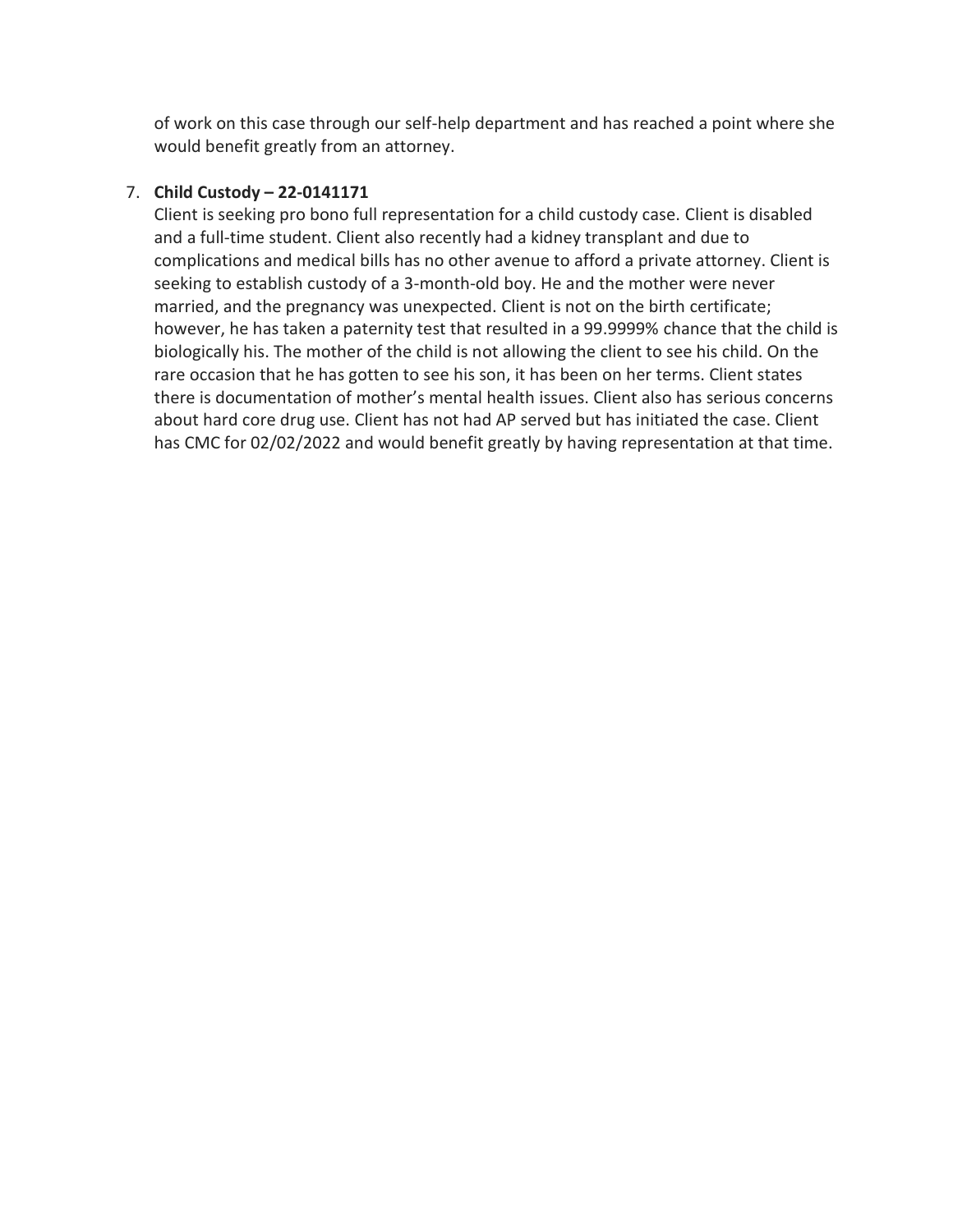of work on this case through our self-help department and has reached a point where she would benefit greatly from an attorney.

7. **Child Custody – 22-0141171**
   Client is seeking pro bono full representation for a child custody case. Client is disabled and a full-time student. Client also recently had a kidney transplant and due to complications and medical bills has no other avenue to afford a private attorney. Client is seeking to establish custody of a 3-month-old boy. He and the mother were never married, and the pregnancy was unexpected. Client is not on the birth certificate; however, he has taken a paternity test that resulted in a 99.9999% chance that the child is biologically his. The mother of the child is not allowing the client to see his child. On the rare occasion that he has gotten to see his son, it has been on her terms. Client states there is documentation of mother's mental health issues. Client also has serious concerns about hard core drug use. Client has not had AP served but has initiated the case. Client has CMC for 02/02/2022 and would benefit greatly by having representation at that time.